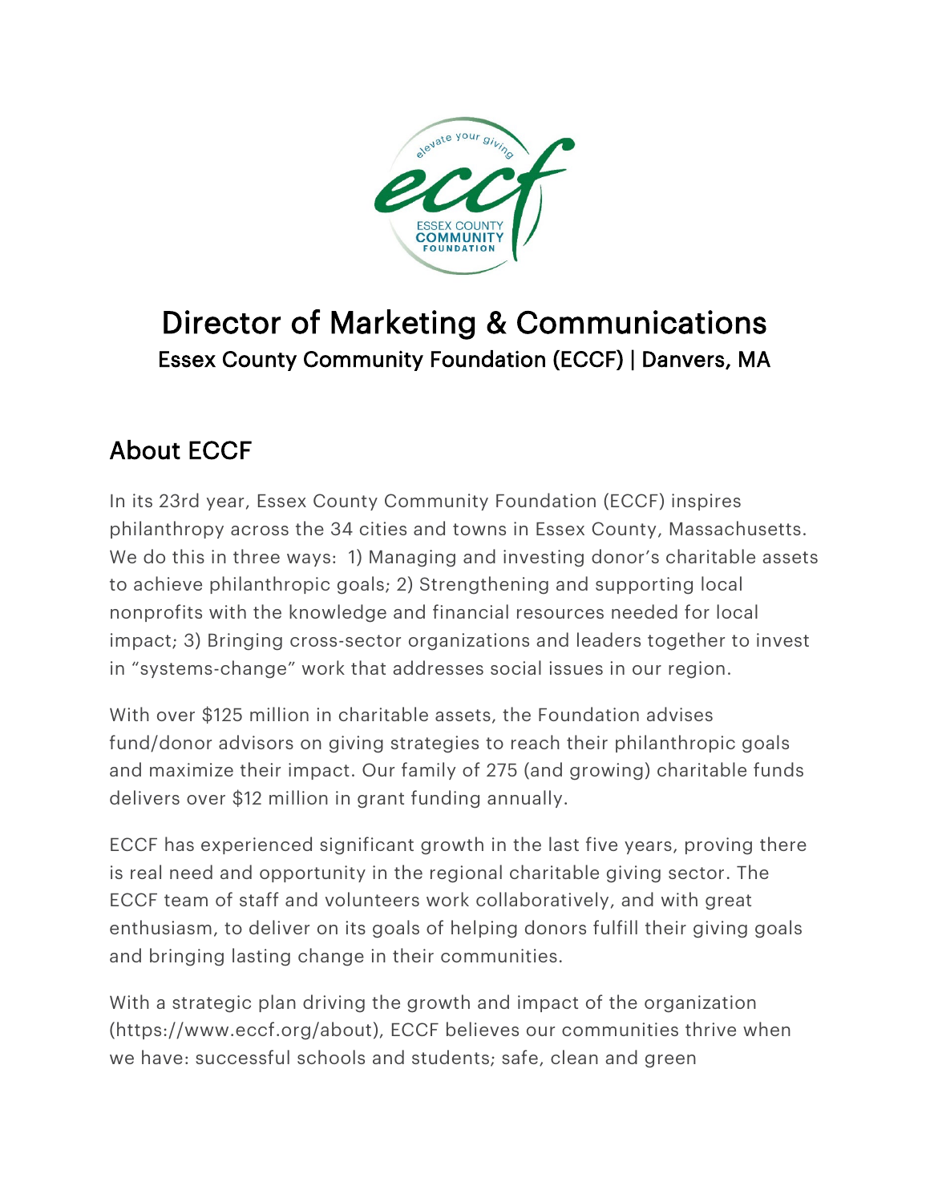# Director of Marketing & Communications

### Essex County Community Foundation (ECCF) | Danvers, MA

## About ECCF

In its 23rd year, Essex County Community Foundation (ECCF) inspires philanthropy across the 34 cities and towns in Essex County, Massachusetts. We do this in three ways: 1) Managing and investing donor's charitable assets to achieve philanthropic goals; 2) Strengthening and supporting local nonprofits with the knowledge and financial resources needed for local impact; 3) Bringing cross-sector organizations and leaders together to invest in "systems-change" work that addresses social issues in our region.

With over $125 million in charitable assets, the Foundation advises fund/donor advisors on giving strategies to reach their philanthropic goals and maximize their impact. Our family of 275 (and growing) charitable funds delivers over $12 million in grant funding annually.

ECCF has experienced significant growth in the last five years, proving there is real need and opportunity in the regional charitable giving sector. The ECCF team of staff and volunteers work collaboratively, and with great enthusiasm, to deliver on its goals of helping donors fulfill their giving goals and bringing lasting change in their communities.

With a strategic plan driving the growth and impact of the organization (https://www.eccf.org/about), ECCF believes our communities thrive when we have: successful schools and students; safe, clean and green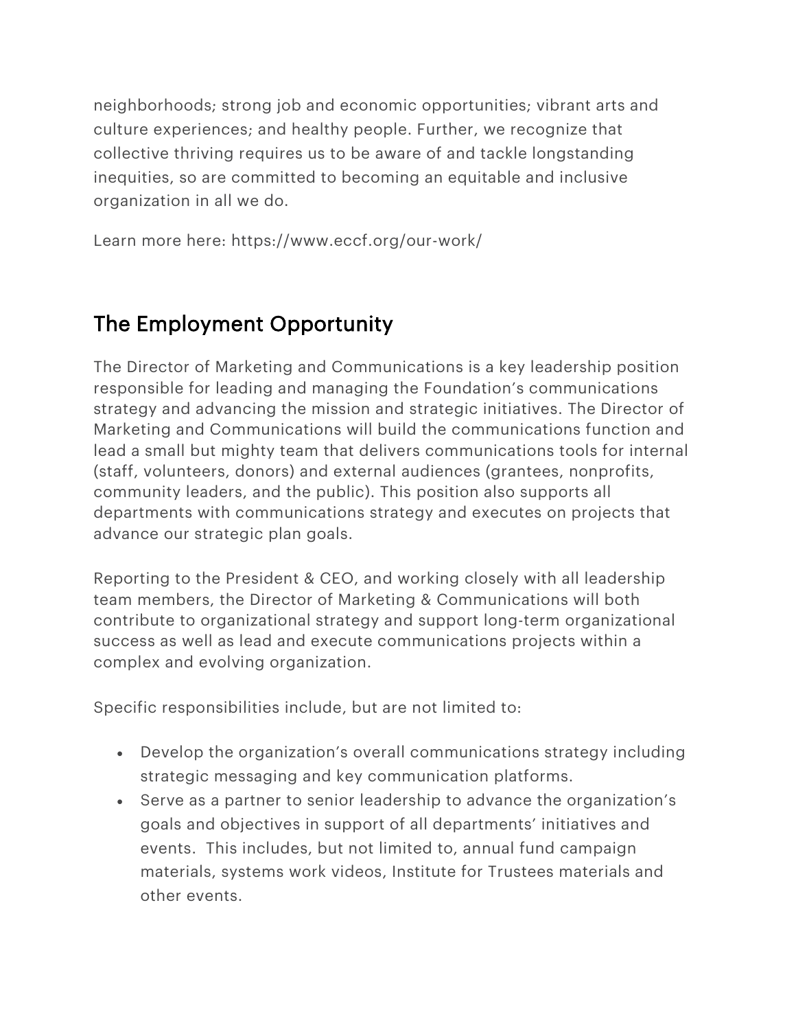neighborhoods; strong job and economic opportunities; vibrant arts and culture experiences; and healthy people. Further, we recognize that collective thriving requires us to be aware of and tackle longstanding inequities, so are committed to becoming an equitable and inclusive organization in all we do.

Learn more here: https://www.eccf.org/our-work/

## The Employment Opportunity

The Director of Marketing and Communications is a key leadership position responsible for leading and managing the Foundation's communications strategy and advancing the mission and strategic initiatives. The Director of Marketing and Communications will build the communications function and lead a small but mighty team that delivers communications tools for internal (staff, volunteers, donors) and external audiences (grantees, nonprofits, community leaders, and the public). This position also supports all departments with communications strategy and executes on projects that advance our strategic plan goals.

Reporting to the President & CEO, and working closely with all leadership team members, the Director of Marketing & Communications will both contribute to organizational strategy and support long-term organizational success as well as lead and execute communications projects within a complex and evolving organization.

Specific responsibilities include, but are not limited to:

- Develop the organization's overall communications strategy including strategic messaging and key communication platforms.
- Serve as a partner to senior leadership to advance the organization's goals and objectives in support of all departments' initiatives and events. This includes, but not limited to, annual fund campaign materials, systems work videos, Institute for Trustees materials and other events.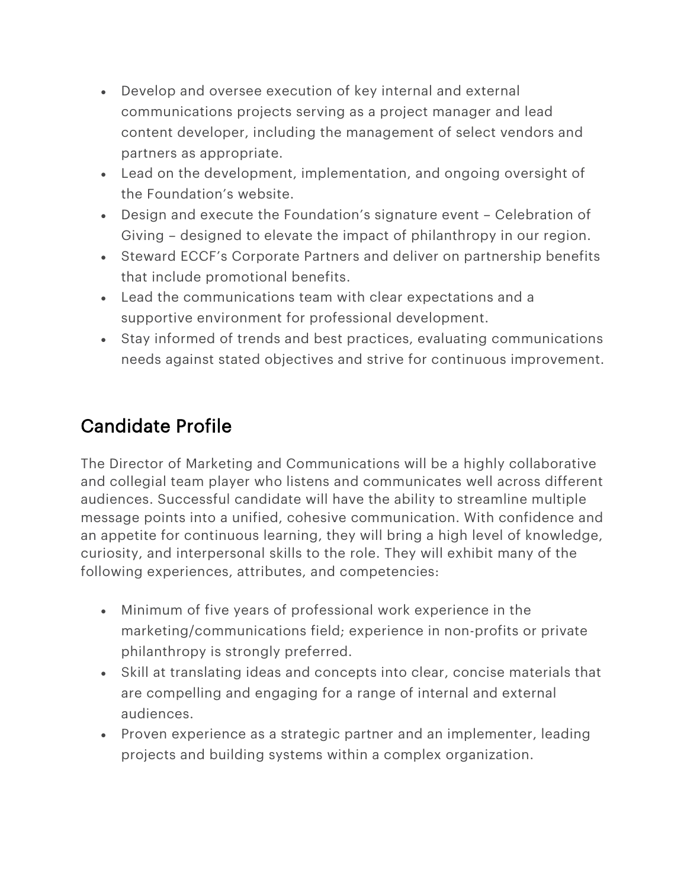- Develop and oversee execution of key internal and external communications projects serving as a project manager and lead content developer, including the management of select vendors and partners as appropriate.
- Lead on the development, implementation, and ongoing oversight of the Foundation's website.
- Design and execute the Foundation's signature event – Celebration of Giving – designed to elevate the impact of philanthropy in our region.
- Steward ECCF's Corporate Partners and deliver on partnership benefits that include promotional benefits.
- Lead the communications team with clear expectations and a supportive environment for professional development.
- Stay informed of trends and best practices, evaluating communications needs against stated objectives and strive for continuous improvement.

## Candidate Profile

The Director of Marketing and Communications will be a highly collaborative and collegial team player who listens and communicates well across different audiences. Successful candidate will have the ability to streamline multiple message points into a unified, cohesive communication. With confidence and an appetite for continuous learning, they will bring a high level of knowledge, curiosity, and interpersonal skills to the role. They will exhibit many of the following experiences, attributes, and competencies:

- Minimum of five years of professional work experience in the marketing/communications field; experience in non-profits or private philanthropy is strongly preferred.
- Skill at translating ideas and concepts into clear, concise materials that are compelling and engaging for a range of internal and external audiences.
- Proven experience as a strategic partner and an implementer, leading projects and building systems within a complex organization.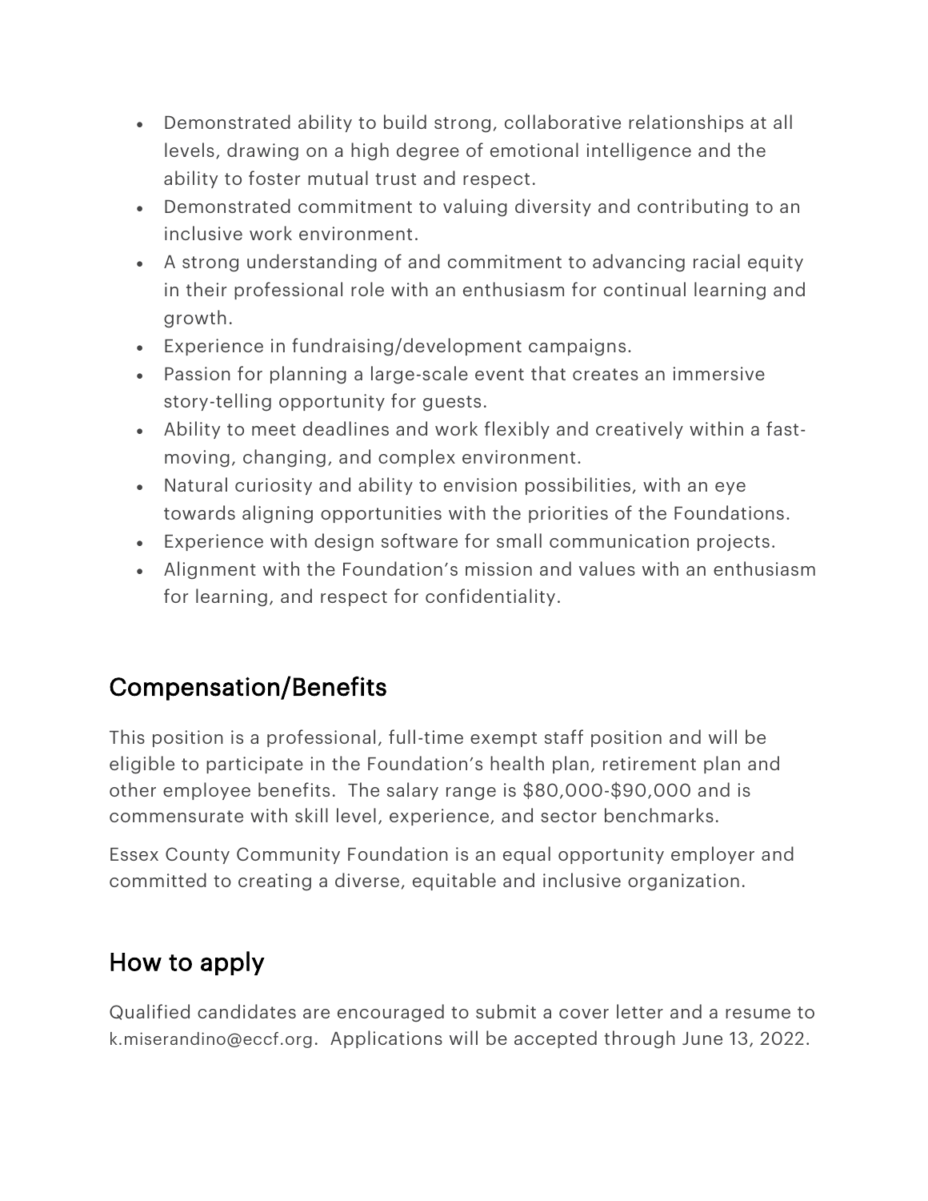- Demonstrated ability to build strong, collaborative relationships at all levels, drawing on a high degree of emotional intelligence and the ability to foster mutual trust and respect.
- Demonstrated commitment to valuing diversity and contributing to an inclusive work environment.
- A strong understanding of and commitment to advancing racial equity in their professional role with an enthusiasm for continual learning and growth.
- Experience in fundraising/development campaigns.
- Passion for planning a large-scale event that creates an immersive story-telling opportunity for guests.
- Ability to meet deadlines and work flexibly and creatively within a fast-moving, changing, and complex environment.
- Natural curiosity and ability to envision possibilities, with an eye towards aligning opportunities with the priorities of the Foundations.
- Experience with design software for small communication projects.
- Alignment with the Foundation's mission and values with an enthusiasm for learning, and respect for confidentiality.

## Compensation/Benefits

This position is a professional, full-time exempt staff position and will be eligible to participate in the Foundation's health plan, retirement plan and other employee benefits. The salary range is $80,000-$90,000 and is commensurate with skill level, experience, and sector benchmarks.

Essex County Community Foundation is an equal opportunity employer and committed to creating a diverse, equitable and inclusive organization.

## How to apply

Qualified candidates are encouraged to submit a cover letter and a resume to k.miserandino@eccf.org. Applications will be accepted through June 13, 2022.